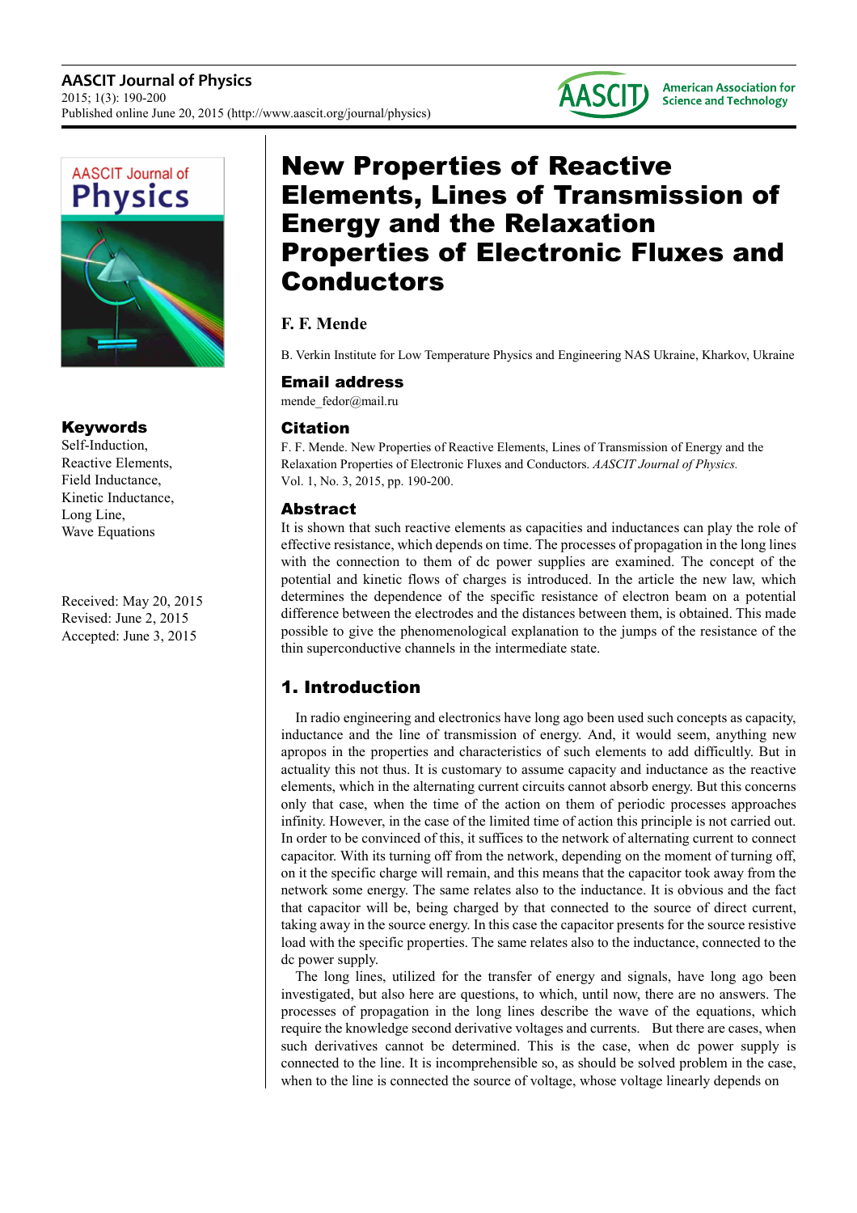# New Properties of Reactive Elements, Lines of Transmission of Energy and the Relaxation Properties of Electronic Fluxes and Conductors

**F. F. Mende**

B. Verkin Institute for Low Temperature Physics and Engineering NAS Ukraine, Kharkov, Ukraine

## Email address

mende_fedor@mail.ru

## Citation

F. F. Mende. New Properties of Reactive Elements, Lines of Transmission of Energy and the Relaxation Properties of Electronic Fluxes and Conductors. *AASCIT Journal of Physics.* Vol. 1, No. 3, 2015, pp. 190-200.

## Keywords

Self-Induction,
Reactive Elements,
Field Inductance,
Kinetic Inductance,
Long Line,
Wave Equations

Received: May 20, 2015
Revised: June 2, 2015
Accepted: June 3, 2015

## Abstract

It is shown that such reactive elements as capacities and inductances can play the role of effective resistance, which depends on time. The processes of propagation in the long lines with the connection to them of dc power supplies are examined. The concept of the potential and kinetic flows of charges is introduced. In the article the new law, which determines the dependence of the specific resistance of electron beam on a potential difference between the electrodes and the distances between them, is obtained. This made possible to give the phenomenological explanation to the jumps of the resistance of the thin superconductive channels in the intermediate state.

## 1. Introduction

In radio engineering and electronics have long ago been used such concepts as capacity, inductance and the line of transmission of energy. And, it would seem, anything new apropos in the properties and characteristics of such elements to add difficultly. But in actuality this not thus. It is customary to assume capacity and inductance as the reactive elements, which in the alternating current circuits cannot absorb energy. But this concerns only that case, when the time of the action on them of periodic processes approaches infinity. However, in the case of the limited time of action this principle is not carried out. In order to be convinced of this, it suffices to the network of alternating current to connect capacitor. With its turning off from the network, depending on the moment of turning off, on it the specific charge will remain, and this means that the capacitor took away from the network some energy. The same relates also to the inductance. It is obvious and the fact that capacitor will be, being charged by that connected to the source of direct current, taking away in the source energy. In this case the capacitor presents for the source resistive load with the specific properties. The same relates also to the inductance, connected to the dc power supply.

The long lines, utilized for the transfer of energy and signals, have long ago been investigated, but also here are questions, to which, until now, there are no answers. The processes of propagation in the long lines describe the wave of the equations, which require the knowledge second derivative voltages and currents. But there are cases, when such derivatives cannot be determined. This is the case, when dc power supply is connected to the line. It is incomprehensible so, as should be solved problem in the case, when to the line is connected the source of voltage, whose voltage linearly depends on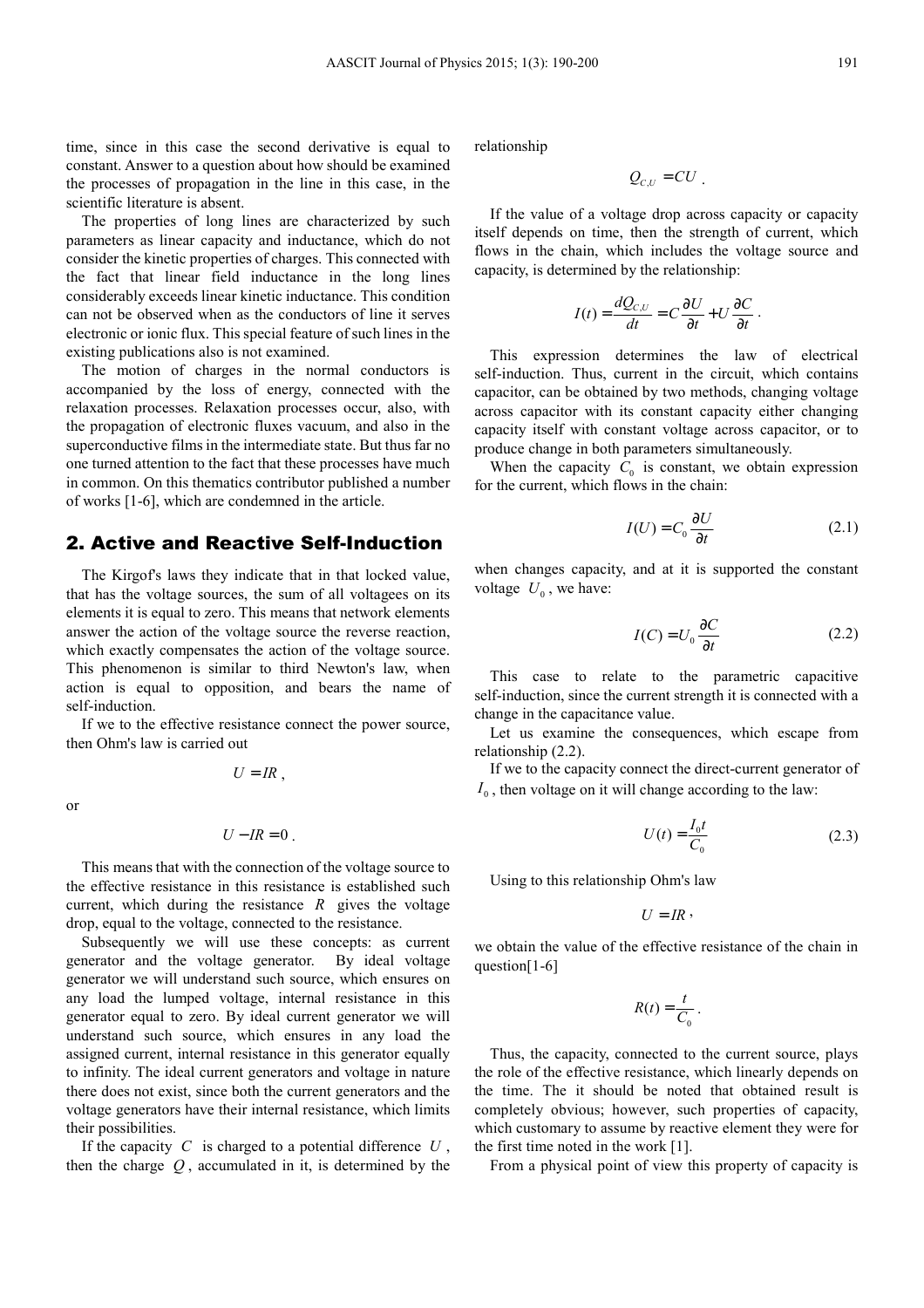time, since in this case the second derivative is equal to constant. Answer to a question about how should be examined the processes of propagation in the line in this case, in the scientific literature is absent.

The properties of long lines are characterized by such parameters as linear capacity and inductance, which do not consider the kinetic properties of charges. This connected with the fact that linear field inductance in the long lines considerably exceeds linear kinetic inductance. This condition can not be observed when as the conductors of line it serves electronic or ionic flux. This special feature of such lines in the existing publications also is not examined.

The motion of charges in the normal conductors is accompanied by the loss of energy, connected with the relaxation processes. Relaxation processes occur, also, with the propagation of electronic fluxes vacuum, and also in the superconductive films in the intermediate state. But thus far no one turned attention to the fact that these processes have much in common. On this thematics contributor published a number of works [1-6], which are condemned in the article.

## 2. Active and Reactive Self-Induction

The Kirgof's laws they indicate that in that locked value, that has the voltage sources, the sum of all voltagees on its elements it is equal to zero. This means that network elements answer the action of the voltage source the reverse reaction, which exactly compensates the action of the voltage source. This phenomenon is similar to third Newton's law, when action is equal to opposition, and bears the name of self-induction.

If we to the effective resistance connect the power source, then Ohm's law is carried out

$$U = IR ,$$

or

$$U - IR = 0 .$$

This means that with the connection of the voltage source to the effective resistance in this resistance is established such current, which during the resistance $R$ gives the voltage drop, equal to the voltage, connected to the resistance.

Subsequently we will use these concepts: as current generator and the voltage generator. By ideal voltage generator we will understand such source, which ensures on any load the lumped voltage, internal resistance in this generator equal to zero. By ideal current generator we will understand such source, which ensures in any load the assigned current, internal resistance in this generator equally to infinity. The ideal current generators and voltage in nature there does not exist, since both the current generators and the voltage generators have their internal resistance, which limits their possibilities.

If the capacity $C$ is charged to a potential difference $U$, then the charge $Q$, accumulated in it, is determined by the relationship

$$Q_{C,U} = CU .$$

If the value of a voltage drop across capacity or capacity itself depends on time, then the strength of current, which flows in the chain, which includes the voltage source and capacity, is determined by the relationship:

$$I(t) = \frac{dQ_{C,U}}{dt} = C\frac{\partial U}{\partial t} + U\frac{\partial C}{\partial t} .$$

This expression determines the law of electrical self-induction. Thus, current in the circuit, which contains capacitor, can be obtained by two methods, changing voltage across capacitor with its constant capacity either changing capacity itself with constant voltage across capacitor, or to produce change in both parameters simultaneously.

When the capacity $C_0$ is constant, we obtain expression for the current, which flows in the chain:

$$I(U) = C_0\frac{\partial U}{\partial t} \tag{2.1}$$

when changes capacity, and at it is supported the constant voltage $U_0$, we have:

$$I(C) = U_0\frac{\partial C}{\partial t} \tag{2.2}$$

This case to relate to the parametric capacitive self-induction, since the current strength it is connected with a change in the capacitance value.

Let us examine the consequences, which escape from relationship (2.2).

If we to the capacity connect the direct-current generator of $I_0$, then voltage on it will change according to the law:

$$U(t) = \frac{I_0 t}{C_0} \tag{2.3}$$

Using to this relationship Ohm's law

$$U = IR ,$$

we obtain the value of the effective resistance of the chain in question[1-6]

$$R(t) = \frac{t}{C_0} .$$

Thus, the capacity, connected to the current source, plays the role of the effective resistance, which linearly depends on the time. The it should be noted that obtained result is completely obvious; however, such properties of capacity, which customary to assume by reactive element they were for the first time noted in the work [1].

From a physical point of view this property of capacity is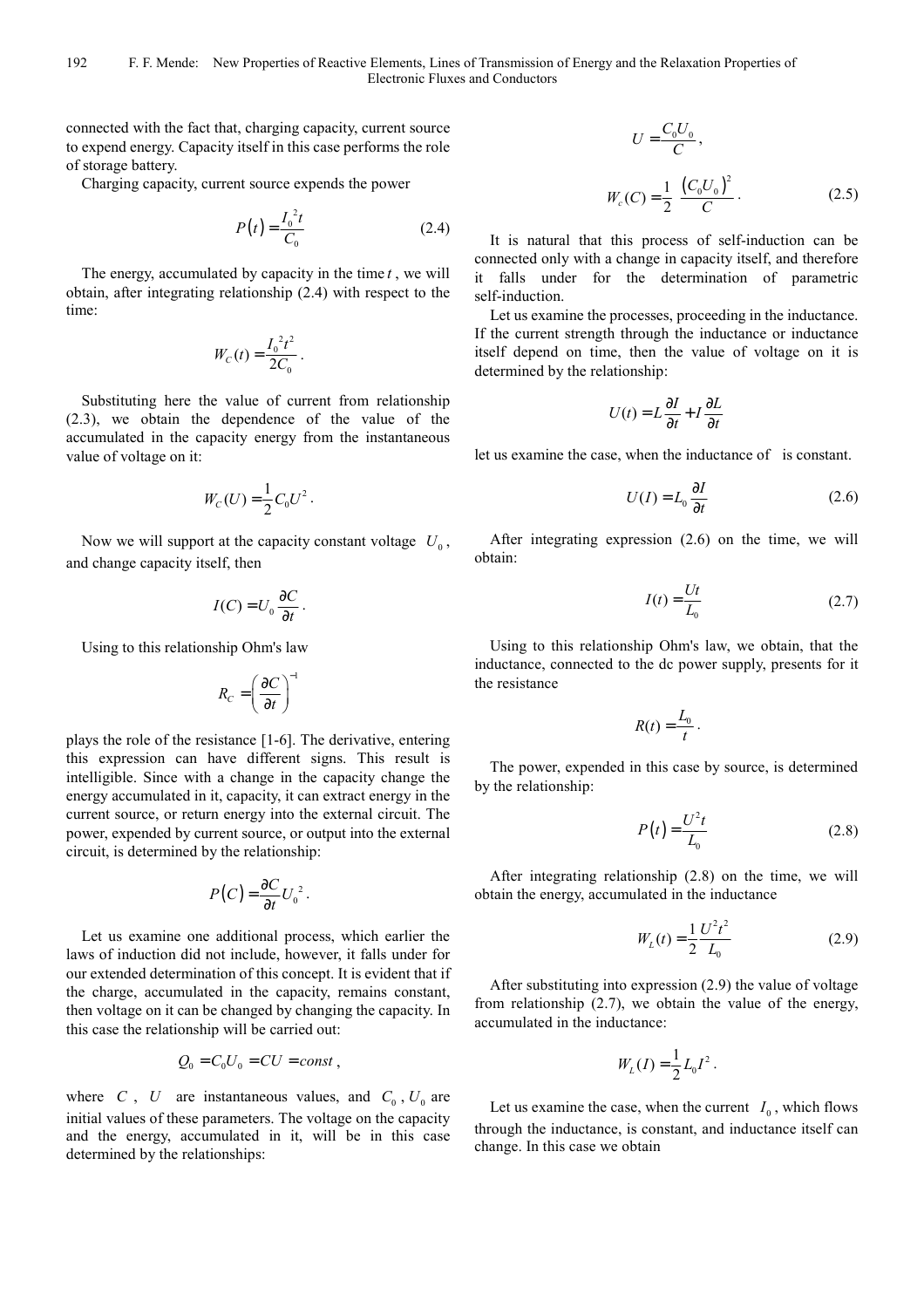connected with the fact that, charging capacity, current source to expend energy. Capacity itself in this case performs the role of storage battery.

Charging capacity, current source expends the power

$$P(t) = \frac{I_0^{\,2} t}{C_0} \tag{2.4}$$

The energy, accumulated by capacity in the time $t$, we will obtain, after integrating relationship (2.4) with respect to the time:

$$W_C(t) = \frac{I_0^{\,2} t^2}{2C_0}.$$

Substituting here the value of current from relationship (2.3), we obtain the dependence of the value of the accumulated in the capacity energy from the instantaneous value of voltage on it:

$$W_C(U) = \frac{1}{2} C_0 U^2.$$

Now we will support at the capacity constant voltage $U_0$, and change capacity itself, then

$$I(C) = U_0 \frac{\partial C}{\partial t}.$$

Using to this relationship Ohm's law

$$R_C = \left( \frac{\partial C}{\partial t} \right)^{-1}$$

plays the role of the resistance [1-6]. The derivative, entering this expression can have different signs. This result is intelligible. Since with a change in the capacity change the energy accumulated in it, capacity, it can extract energy in the current source, or return energy into the external circuit. The power, expended by current source, or output into the external circuit, is determined by the relationship:

$$P(C) = \frac{\partial C}{\partial t} U_0^{\,2}.$$

Let us examine one additional process, which earlier the laws of induction did not include, however, it falls under for our extended determination of this concept. It is evident that if the charge, accumulated in the capacity, remains constant, then voltage on it can be changed by changing the capacity. In this case the relationship will be carried out:

$$Q_0 = C_0 U_0 = CU = const,$$

where $C$, $U$ are instantaneous values, and $C_0$, $U_0$ are initial values of these parameters. The voltage on the capacity and the energy, accumulated in it, will be in this case determined by the relationships:

$$U = \frac{C_0 U_0}{C},$$

$$W_c(C) = \frac{1}{2} \frac{\left(C_0 U_0\right)^2}{C}. \tag{2.5}$$

It is natural that this process of self-induction can be connected only with a change in capacity itself, and therefore it falls under for the determination of parametric self-induction.

Let us examine the processes, proceeding in the inductance. If the current strength through the inductance or inductance itself depend on time, then the value of voltage on it is determined by the relationship:

$$U(t) = L \frac{\partial I}{\partial t} + I \frac{\partial L}{\partial t}$$

let us examine the case, when the inductance of is constant.

$$U(I) = L_0 \frac{\partial I}{\partial t} \tag{2.6}$$

After integrating expression (2.6) on the time, we will obtain:

$$I(t) = \frac{Ut}{L_0} \tag{2.7}$$

Using to this relationship Ohm's law, we obtain, that the inductance, connected to the dc power supply, presents for it the resistance

$$R(t) = \frac{L_0}{t}.$$

The power, expended in this case by source, is determined by the relationship:

$$P(t) = \frac{U^2 t}{L_0} \tag{2.8}$$

After integrating relationship (2.8) on the time, we will obtain the energy, accumulated in the inductance

$$W_L(t) = \frac{1}{2} \frac{U^2 t^2}{L_0} \tag{2.9}$$

After substituting into expression (2.9) the value of voltage from relationship (2.7), we obtain the value of the energy, accumulated in the inductance:

$$W_L(I) = \frac{1}{2} L_0 I^2.$$

Let us examine the case, when the current $I_0$, which flows through the inductance, is constant, and inductance itself can change. In this case we obtain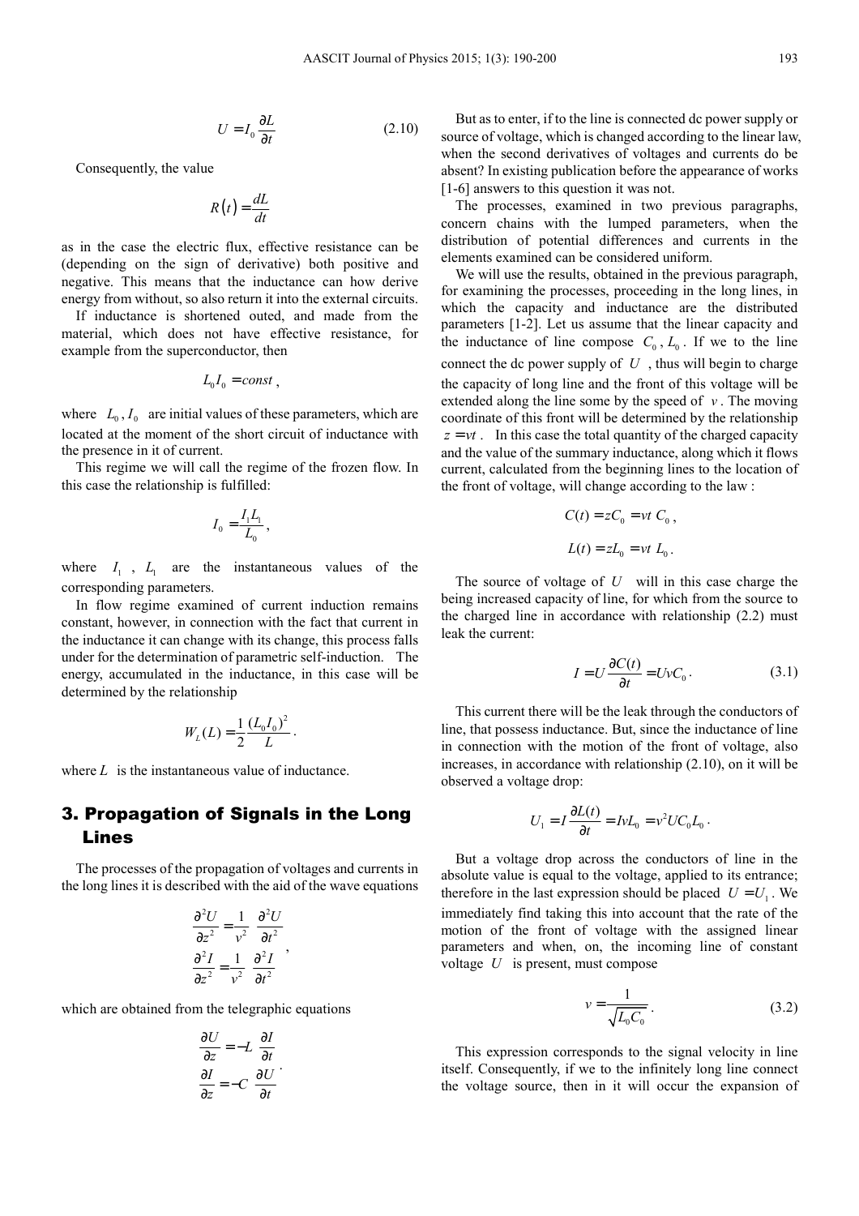$$U = I_0 \frac{\partial L}{\partial t} \tag{2.10}$$

Consequently, the value

$$R(t) = \frac{dL}{dt}$$

as in the case the electric flux, effective resistance can be (depending on the sign of derivative) both positive and negative. This means that the inductance can how derive energy from without, so also return it into the external circuits.

If inductance is shortened outed, and made from the material, which does not have effective resistance, for example from the superconductor, then

$$L_0 I_0 = const\,,$$

where $L_0, I_0$ are initial values of these parameters, which are located at the moment of the short circuit of inductance with the presence in it of current.

This regime we will call the regime of the frozen flow. In this case the relationship is fulfilled:

$$I_0 = \frac{I_1 L_1}{L_0},$$

where $I_1$, $L_1$ are the instantaneous values of the corresponding parameters.

In flow regime examined of current induction remains constant, however, in connection with the fact that current in the inductance it can change with its change, this process falls under for the determination of parametric self-induction. The energy, accumulated in the inductance, in this case will be determined by the relationship

$$W_L(L) = \frac{1}{2}\frac{(L_0 I_0)^2}{L}.$$

where $L$ is the instantaneous value of inductance.

## 3. Propagation of Signals in the Long Lines

The processes of the propagation of voltages and currents in the long lines it is described with the aid of the wave equations

$$\begin{aligned} \frac{\partial^2 U}{\partial z^2} &= \frac{1}{v^2}\ \frac{\partial^2 U}{\partial t^2} \\ \frac{\partial^2 I}{\partial z^2} &= \frac{1}{v^2}\ \frac{\partial^2 I}{\partial t^2} \end{aligned},$$

which are obtained from the telegraphic equations

$$\begin{aligned} \frac{\partial U}{\partial z} &= -L\ \frac{\partial I}{\partial t} \\ \frac{\partial I}{\partial z} &= -C\ \frac{\partial U}{\partial t} \end{aligned}.$$

But as to enter, if to the line is connected dc power supply or source of voltage, which is changed according to the linear law, when the second derivatives of voltages and currents do be absent? In existing publication before the appearance of works [1-6] answers to this question it was not.

The processes, examined in two previous paragraphs, concern chains with the lumped parameters, when the distribution of potential differences and currents in the elements examined can be considered uniform.

We will use the results, obtained in the previous paragraph, for examining the processes, proceeding in the long lines, in which the capacity and inductance are the distributed parameters [1-2]. Let us assume that the linear capacity and the inductance of line compose $C_0$, $L_0$. If we to the line connect the dc power supply of $U$, thus will begin to charge the capacity of long line and the front of this voltage will be extended along the line some by the speed of $v$. The moving coordinate of this front will be determined by the relationship $z = vt$. In this case the total quantity of the charged capacity and the value of the summary inductance, along which it flows current, calculated from the beginning lines to the location of the front of voltage, will change according to the law :

$$C(t) = zC_0 = vt\ C_0\,,$$

$$L(t) = zL_0 = vt\ L_0\,.$$

The source of voltage of $U$ will in this case charge the being increased capacity of line, for which from the source to the charged line in accordance with relationship (2.2) must leak the current:

$$I = U\frac{\partial C(t)}{\partial t} = UvC_0\,. \tag{3.1}$$

This current there will be the leak through the conductors of line, that possess inductance. But, since the inductance of line in connection with the motion of the front of voltage, also increases, in accordance with relationship (2.10), on it will be observed a voltage drop:

$$U_1 = I\frac{\partial L(t)}{\partial t} = IvL_0 = v^2 UC_0 L_0\,.$$

But a voltage drop across the conductors of line in the absolute value is equal to the voltage, applied to its entrance; therefore in the last expression should be placed $U = U_1$. We immediately find taking this into account that the rate of the motion of the front of voltage with the assigned linear parameters and when, on, the incoming line of constant voltage $U$ is present, must compose

$$v = \frac{1}{\sqrt{L_0 C_0}}\,. \tag{3.2}$$

This expression corresponds to the signal velocity in line itself. Consequently, if we to the infinitely long line connect the voltage source, then in it will occur the expansion of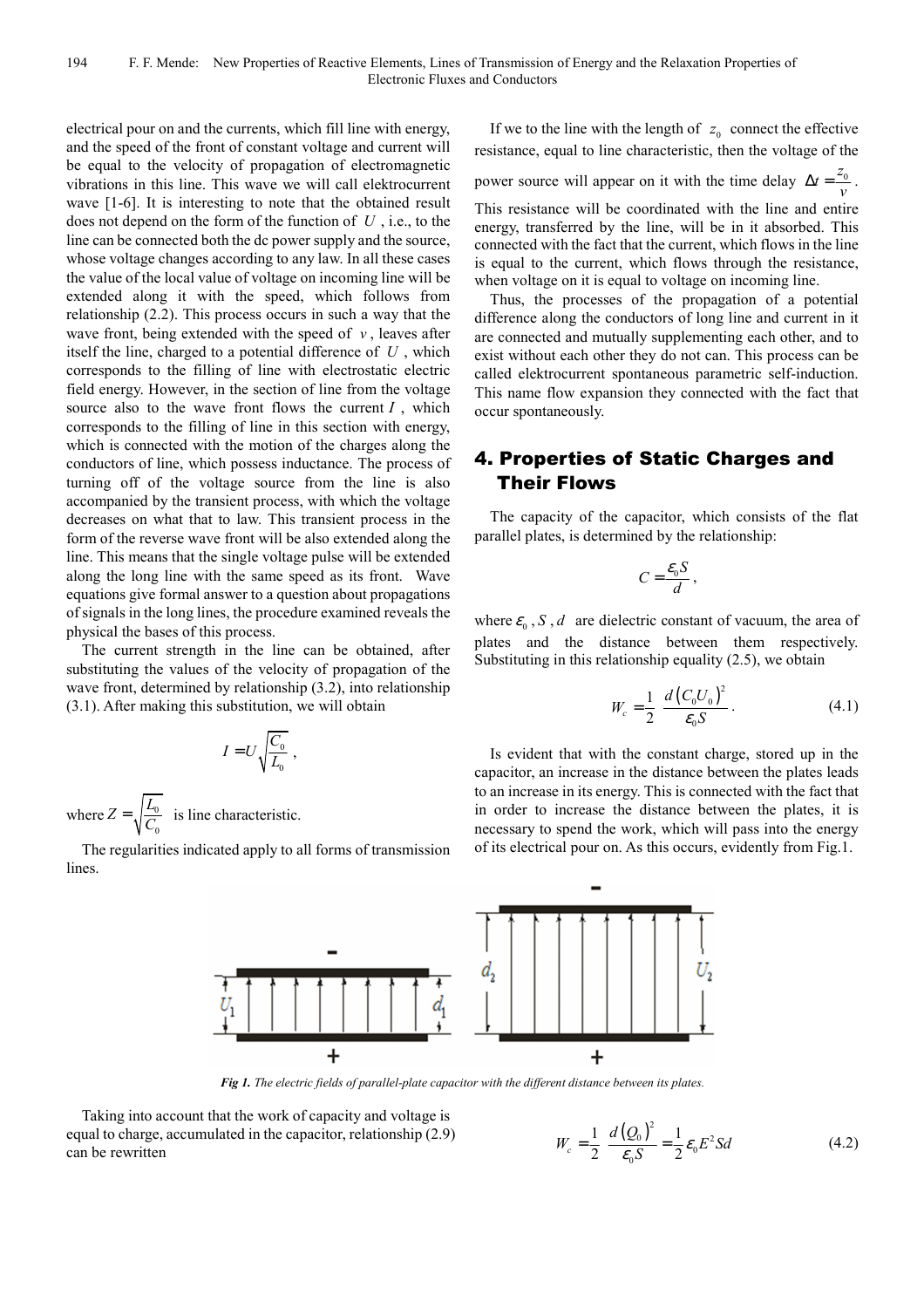electrical pour on and the currents, which fill line with energy, and the speed of the front of constant voltage and current will be equal to the velocity of propagation of electromagnetic vibrations in this line. This wave we will call elektrocurrent wave [1-6]. It is interesting to note that the obtained result does not depend on the form of the function of $U$ , i.e., to the line can be connected both the dc power supply and the source, whose voltage changes according to any law. In all these cases the value of the local value of voltage on incoming line will be extended along it with the speed, which follows from relationship (2.2). This process occurs in such a way that the wave front, being extended with the speed of $v$ , leaves after itself the line, charged to a potential difference of $U$ , which corresponds to the filling of line with electrostatic electric field energy. However, in the section of line from the voltage source also to the wave front flows the current $I$ , which corresponds to the filling of line in this section with energy, which is connected with the motion of the charges along the conductors of line, which possess inductance. The process of turning off of the voltage source from the line is also accompanied by the transient process, with which the voltage decreases on what that to law. This transient process in the form of the reverse wave front will be also extended along the line. This means that the single voltage pulse will be extended along the long line with the same speed as its front. Wave equations give formal answer to a question about propagations of signals in the long lines, the procedure examined reveals the physical the bases of this process.

The current strength in the line can be obtained, after substituting the values of the velocity of propagation of the wave front, determined by relationship (3.2), into relationship (3.1). After making this substitution, we will obtain

$$I = U\sqrt{\frac{C_0}{L_0}} ,$$

where $Z = \sqrt{\frac{L_0}{C_0}}$ is line characteristic.

The regularities indicated apply to all forms of transmission lines.

If we to the line with the length of $z_0$ connect the effective resistance, equal to line characteristic, then the voltage of the power source will appear on it with the time delay $\Delta t = \frac{z_0}{v}$ . This resistance will be coordinated with the line and entire energy, transferred by the line, will be in it absorbed. This connected with the fact that the current, which flows in the line is equal to the current, which flows through the resistance, when voltage on it is equal to voltage on incoming line.

Thus, the processes of the propagation of a potential difference along the conductors of long line and current in it are connected and mutually supplementing each other, and to exist without each other they do not can. This process can be called elektrocurrent spontaneous parametric self-induction. This name flow expansion they connected with the fact that occur spontaneously.

## 4. Properties of Static Charges and Their Flows

The capacity of the capacitor, which consists of the flat parallel plates, is determined by the relationship:

$$C = \frac{\varepsilon_0 S}{d} ,$$

where $\varepsilon_0$ , $S$ , $d$ are dielectric constant of vacuum, the area of plates and the distance between them respectively. Substituting in this relationship equality (2.5), we obtain

$$W_c = \frac{1}{2}\ \frac{d\left(C_0 U_0\right)^2}{\varepsilon_0 S} . \qquad (4.1)$$

Is evident that with the constant charge, stored up in the capacitor, an increase in the distance between the plates leads to an increase in its energy. This is connected with the fact that in order to increase the distance between the plates, it is necessary to spend the work, which will pass into the energy of its electrical pour on. As this occurs, evidently from Fig.1.

*Fig 1. The electric fields of parallel-plate capacitor with the different distance between its plates.*

Taking into account that the work of capacity and voltage is equal to charge, accumulated in the capacitor, relationship (2.9) can be rewritten

$$W_c = \frac{1}{2}\ \frac{d\left(Q_0\right)^2}{\varepsilon_0 S} = \frac{1}{2}\varepsilon_0 E^2 S d \qquad (4.2)$$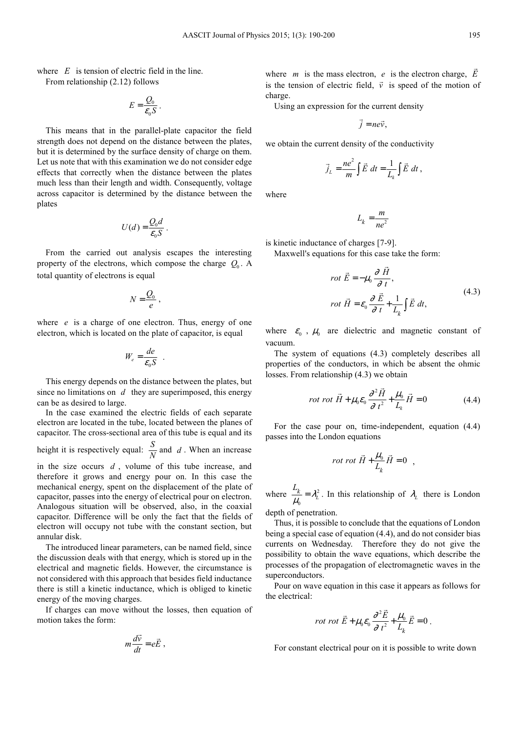where $E$ is tension of electric field in the line.

From relationship (2.12) follows

$$E = \frac{Q_0}{\varepsilon_0 S}.$$

This means that in the parallel-plate capacitor the field strength does not depend on the distance between the plates, but it is determined by the surface density of charge on them. Let us note that with this examination we do not consider edge effects that correctly when the distance between the plates much less than their length and width. Consequently, voltage across capacitor is determined by the distance between the plates

$$U(d) = \frac{Q_0 d}{\varepsilon_0 S}.$$

From the carried out analysis escapes the interesting property of the electrons, which compose the charge $Q_0$. A total quantity of electrons is equal

$$N = \frac{Q_0}{e},$$

where $e$ is a charge of one electron. Thus, energy of one electron, which is located on the plate of capacitor, is equal

$$W_e = \frac{de}{\varepsilon_0 S}.$$

This energy depends on the distance between the plates, but since no limitations on $d$ they are superimposed, this energy can be as desired to large.

In the case examined the electric fields of each separate electron are located in the tube, located between the planes of capacitor. The cross-sectional area of this tube is equal and its height it is respectively equal: $\frac{S}{N}$ and $d$. When an increase in the size occurs $d$, volume of this tube increase, and therefore it grows and energy pour on. In this case the mechanical energy, spent on the displacement of the plate of capacitor, passes into the energy of electrical pour on electron. Analogous situation will be observed, also, in the coaxial capacitor. Difference will be only the fact that the fields of electron will occupy not tube with the constant section, but annular disk.

The introduced linear parameters, can be named field, since the discussion deals with that energy, which is stored up in the electrical and magnetic fields. However, the circumstance is not considered with this approach that besides field inductance there is still a kinetic inductance, which is obliged to kinetic energy of the moving charges.

If charges can move without the losses, then equation of motion takes the form:

$$m\frac{d\vec{v}}{dt} = e\vec{E},$$

where $m$ is the mass electron, $e$ is the electron charge, $\vec{E}$ is the tension of electric field, $\vec{v}$ is speed of the motion of charge.

Using an expression for the current density

$$\vec{j} = ne\vec{v},$$

we obtain the current density of the conductivity

$$\vec{j}_L = \frac{ne^2}{m}\int \vec{E}\, dt = \frac{1}{L_k}\int \vec{E}\, dt,$$

where

$$L_k = \frac{m}{ne^2}$$

is kinetic inductance of charges [7-9].

Maxwell's equations for this case take the form:

$$\begin{aligned} rot\ \vec{E} &= -\mu_0 \frac{\partial \vec{H}}{\partial t}, \\ rot\ \vec{H} &= \varepsilon_0 \frac{\partial \vec{E}}{\partial t} + \frac{1}{L_k}\int \vec{E}\, dt, \end{aligned} \tag{4.3}$$

where $\varepsilon_0$, $\mu_0$ are dielectric and magnetic constant of vacuum.

The system of equations (4.3) completely describes all properties of the conductors, in which be absent the ohmic losses. From relationship (4.3) we obtain

$$rot\ rot\ \vec{H} + \mu_0\varepsilon_0 \frac{\partial^2 \vec{H}}{\partial t^2} + \frac{\mu_0}{L_k}\vec{H} = 0 \tag{4.4}$$

For the case pour on, time-independent, equation (4.4) passes into the London equations

$$rot\ rot\ \vec{H} + \frac{\mu_0}{L_k}\vec{H} = 0,$$

where $\frac{L_k}{\mu_0} = \lambda_L^2$. In this relationship of $\lambda_L$ there is London depth of penetration.

Thus, it is possible to conclude that the equations of London being a special case of equation (4.4), and do not consider bias currents on Wednesday. Therefore they do not give the possibility to obtain the wave equations, which describe the processes of the propagation of electromagnetic waves in the superconductors.

Pour on wave equation in this case it appears as follows for the electrical:

$$rot\ rot\ \vec{E} + \mu_0\varepsilon_0 \frac{\partial^2 \vec{E}}{\partial t^2} + \frac{\mu_0}{L_k}\vec{E} = 0.$$

For constant electrical pour on it is possible to write down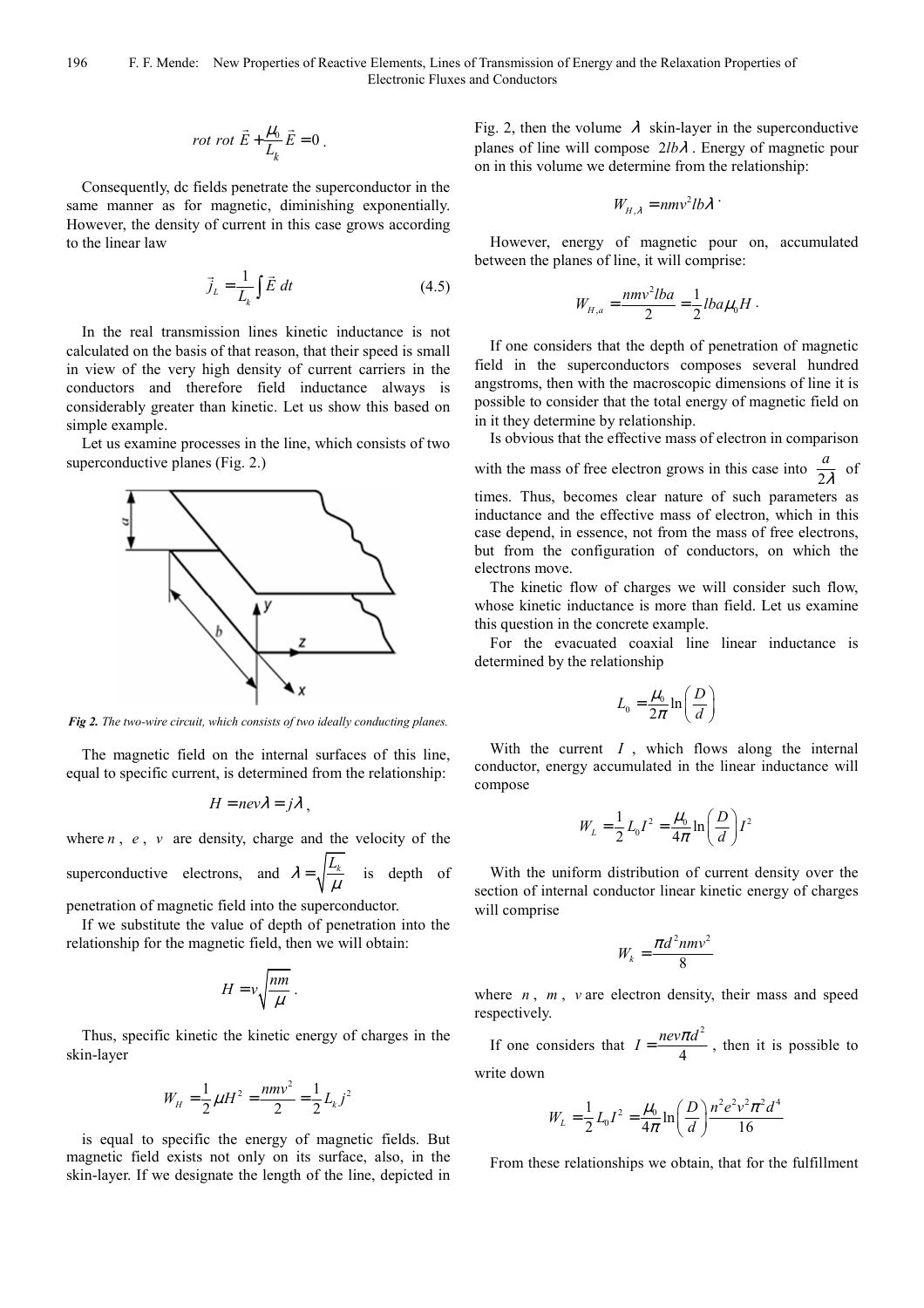$$rot\ rot\ \vec{E} + \frac{\mu_0}{L_k}\vec{E} = 0\,.$$

Consequently, dc fields penetrate the superconductor in the same manner as for magnetic, diminishing exponentially. However, the density of current in this case grows according to the linear law

$$\vec{j}_L = \frac{1}{L_k}\int \vec{E}\,dt \qquad (4.5)$$

In the real transmission lines kinetic inductance is not calculated on the basis of that reason, that their speed is small in view of the very high density of current carriers in the conductors and therefore field inductance always is considerably greater than kinetic. Let us show this based on simple example.

Let us examine processes in the line, which consists of two superconductive planes (Fig. 2.)

*Fig 2. The two-wire circuit, which consists of two ideally conducting planes.*

The magnetic field on the internal surfaces of this line, equal to specific current, is determined from the relationship:

$$H = nev\lambda = j\lambda\,,$$

where $n$, $e$, $v$ are density, charge and the velocity of the superconductive electrons, and $\lambda = \sqrt{\frac{L_k}{\mu}}$ is depth of penetration of magnetic field into the superconductor.

If we substitute the value of depth of penetration into the relationship for the magnetic field, then we will obtain:

$$H = v\sqrt{\frac{nm}{\mu}}\,.$$

Thus, specific kinetic the kinetic energy of charges in the skin-layer

$$W_H = \frac{1}{2}\mu H^2 = \frac{nmv^2}{2} = \frac{1}{2}L_k j^2$$

is equal to specific the energy of magnetic fields. But magnetic field exists not only on its surface, also, in the skin-layer. If we designate the length of the line, depicted in Fig. 2, then the volume $\lambda$ skin-layer in the superconductive planes of line will compose $2lb\lambda$. Energy of magnetic pour on in this volume we determine from the relationship:

$$W_{H,\lambda} = nmv^2 lb\lambda\,.$$

However, energy of magnetic pour on, accumulated between the planes of line, it will comprise:

$$W_{H,a} = \frac{nmv^2 lba}{2} = \frac{1}{2}lba\mu_0 H\,.$$

If one considers that the depth of penetration of magnetic field in the superconductors composes several hundred angstroms, then with the macroscopic dimensions of line it is possible to consider that the total energy of magnetic field on in it they determine by relationship.

Is obvious that the effective mass of electron in comparison with the mass of free electron grows in this case into $\frac{a}{2\lambda}$ of times. Thus, becomes clear nature of such parameters as inductance and the effective mass of electron, which in this case depend, in essence, not from the mass of free electrons, but from the configuration of conductors, on which the electrons move.

The kinetic flow of charges we will consider such flow, whose kinetic inductance is more than field. Let us examine this question in the concrete example.

For the evacuated coaxial line linear inductance is determined by the relationship

$$L_0 = \frac{\mu_0}{2\pi}\ln\left(\frac{D}{d}\right)$$

With the current $I$, which flows along the internal conductor, energy accumulated in the linear inductance will compose

$$W_L = \frac{1}{2}L_0 I^2 = \frac{\mu_0}{4\pi}\ln\left(\frac{D}{d}\right)I^2$$

With the uniform distribution of current density over the section of internal conductor linear kinetic energy of charges will comprise

$$W_k = \frac{\pi d^2 nmv^2}{8}$$

where $n$, $m$, $v$ are electron density, their mass and speed respectively.

If one considers that $I = \frac{nev\pi d^2}{4}$, then it is possible to write down

$$W_L = \frac{1}{2}L_0 I^2 = \frac{\mu_0}{4\pi}\ln\left(\frac{D}{d}\right)\frac{n^2e^2v^2\pi^2 d^4}{16}$$

From these relationships we obtain, that for the fulfillment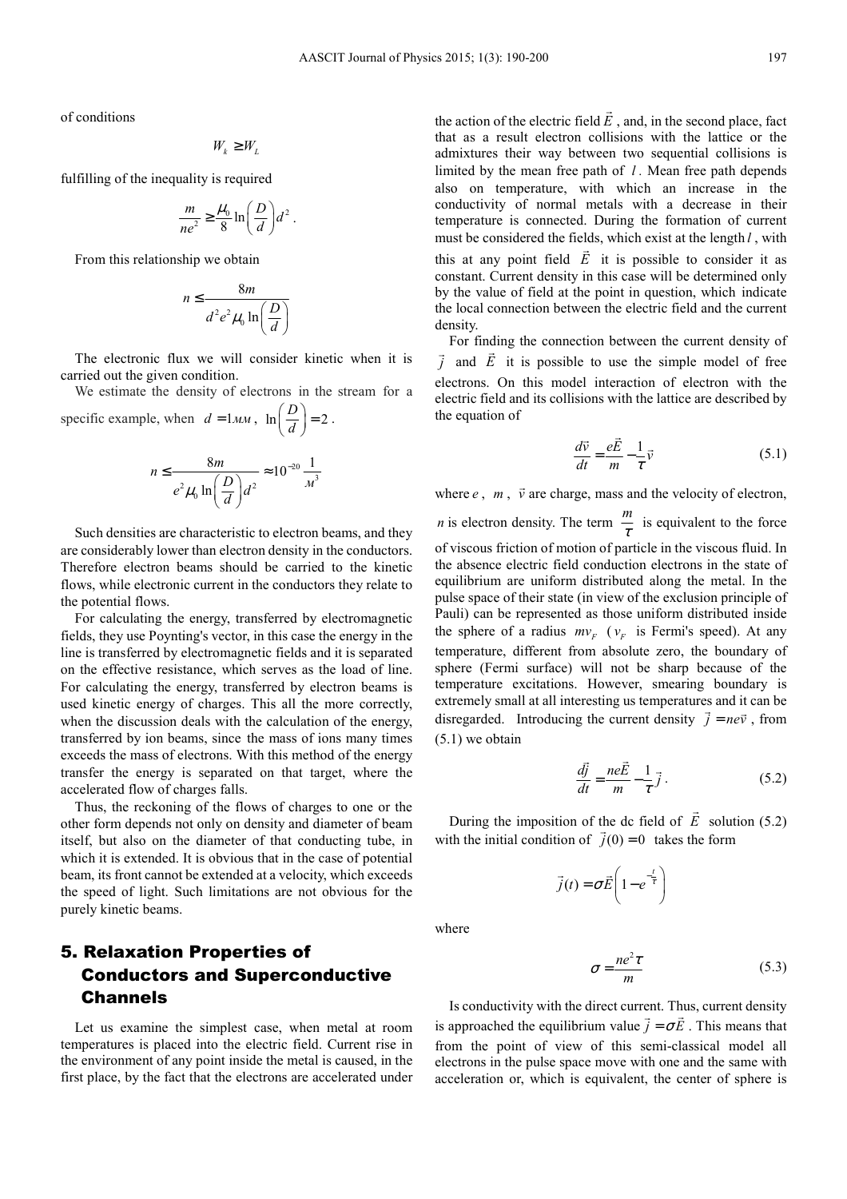of conditions

$$W_k \geq W_L$$

fulfilling of the inequality is required

$$\frac{m}{ne^2} \geq \frac{\mu_0}{8} \ln\left(\frac{D}{d}\right) d^2 .$$

From this relationship we obtain

$$n \leq \frac{8m}{d^2 e^2 \mu_0 \ln\left(\frac{D}{d}\right)}$$

The electronic flux we will consider kinetic when it is carried out the given condition.

We estimate the density of electrons in the stream for a specific example, when $d = 1\,мм$, $\ln\left(\frac{D}{d}\right) = 2$.

$$n \leq \frac{8m}{e^2 \mu_0 \ln\left(\frac{D}{d}\right) d^2} \approx 10^{-20} \frac{1}{м^3}$$

Such densities are characteristic to electron beams, and they are considerably lower than electron density in the conductors. Therefore electron beams should be carried to the kinetic flows, while electronic current in the conductors they relate to the potential flows.

For calculating the energy, transferred by electromagnetic fields, they use Poynting's vector, in this case the energy in the line is transferred by electromagnetic fields and it is separated on the effective resistance, which serves as the load of line. For calculating the energy, transferred by electron beams is used kinetic energy of charges. This all the more correctly, when the discussion deals with the calculation of the energy, transferred by ion beams, since the mass of ions many times exceeds the mass of electrons. With this method of the energy transfer the energy is separated on that target, where the accelerated flow of charges falls.

Thus, the reckoning of the flows of charges to one or the other form depends not only on density and diameter of beam itself, but also on the diameter of that conducting tube, in which it is extended. It is obvious that in the case of potential beam, its front cannot be extended at a velocity, which exceeds the speed of light. Such limitations are not obvious for the purely kinetic beams.

## 5. Relaxation Properties of Conductors and Superconductive Channels

Let us examine the simplest case, when metal at room temperatures is placed into the electric field. Current rise in the environment of any point inside the metal is caused, in the first place, by the fact that the electrons are accelerated under the action of the electric field $\vec{E}$, and, in the second place, fact that as a result electron collisions with the lattice or the admixtures their way between two sequential collisions is limited by the mean free path of $l$. Mean free path depends also on temperature, with which an increase in the conductivity of normal metals with a decrease in their temperature is connected. During the formation of current must be considered the fields, which exist at the length $l$, with this at any point field $\vec{E}$ it is possible to consider it as constant. Current density in this case will be determined only by the value of field at the point in question, which indicate the local connection between the electric field and the current density.

For finding the connection between the current density of $\vec{j}$ and $\vec{E}$ it is possible to use the simple model of free electrons. On this model interaction of electron with the electric field and its collisions with the lattice are described by the equation of

$$\frac{d\vec{v}}{dt} = \frac{e\vec{E}}{m} - \frac{1}{\tau}\vec{v} \tag{5.1}$$

where $e$, $m$, $\vec{v}$ are charge, mass and the velocity of electron, $n$ is electron density. The term $\frac{m}{\tau}$ is equivalent to the force of viscous friction of motion of particle in the viscous fluid. In the absence electric field conduction electrons in the state of equilibrium are uniform distributed along the metal. In the pulse space of their state (in view of the exclusion principle of Pauli) can be represented as those uniform distributed inside the sphere of a radius $mv_F$ ($v_F$ is Fermi's speed). At any temperature, different from absolute zero, the boundary of sphere (Fermi surface) will not be sharp because of the temperature excitations. However, smearing boundary is extremely small at all interesting us temperatures and it can be disregarded. Introducing the current density $\vec{j} = ne\vec{v}$, from (5.1) we obtain

$$\frac{d\vec{j}}{dt} = \frac{ne\vec{E}}{m} - \frac{1}{\tau}\vec{j} . \tag{5.2}$$

During the imposition of the dc field of $\vec{E}$ solution (5.2) with the initial condition of $\vec{j}(0) = 0$ takes the form

$$\vec{j}(t) = \sigma\vec{E}\left(1 - e^{-\frac{t}{\tau}}\right)$$

where

$$\sigma = \frac{ne^2\tau}{m} \tag{5.3}$$

Is conductivity with the direct current. Thus, current density is approached the equilibrium value $\vec{j} = \sigma\vec{E}$. This means that from the point of view of this semi-classical model all electrons in the pulse space move with one and the same with acceleration or, which is equivalent, the center of sphere is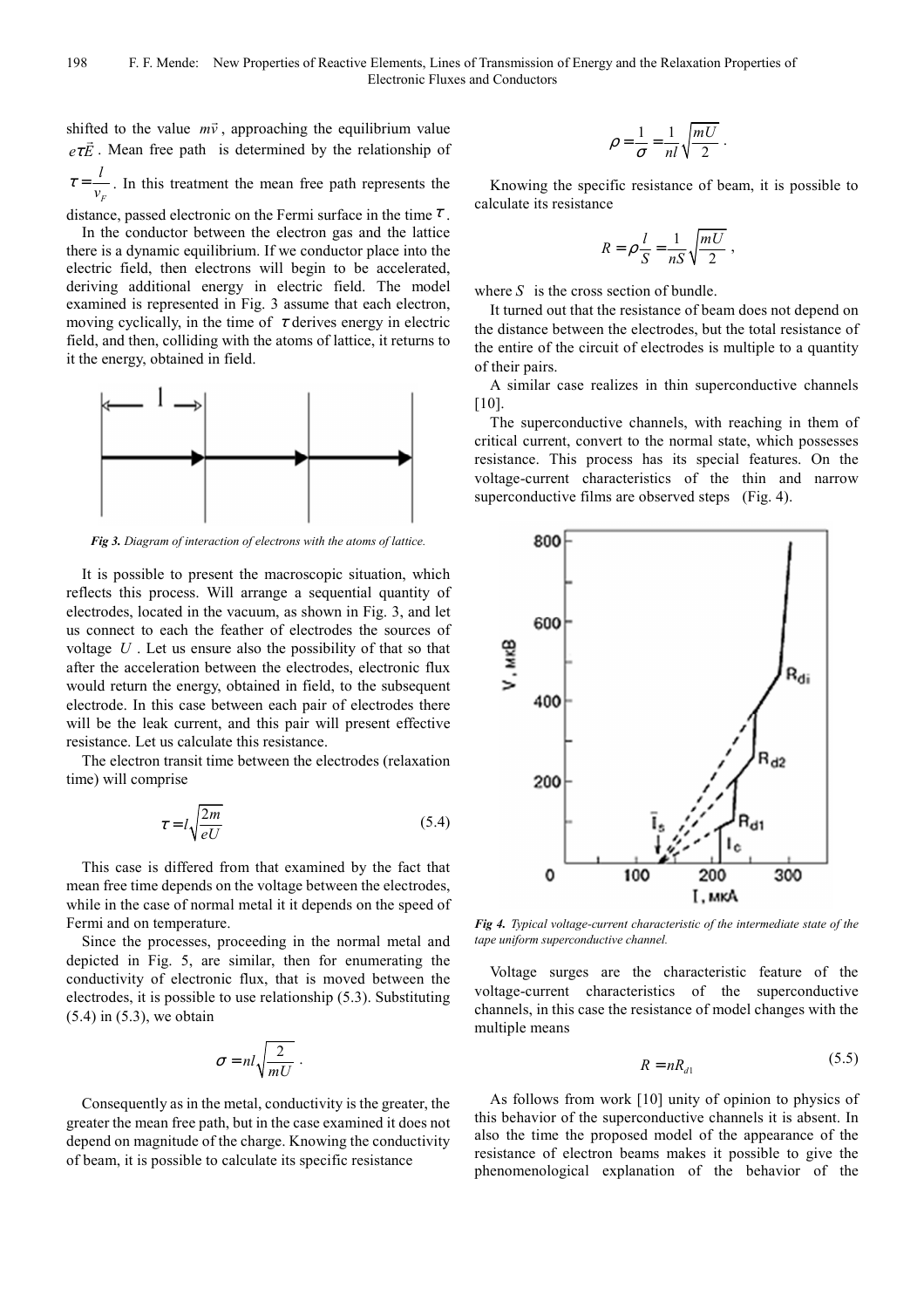shifted to the value $m\vec{v}$, approaching the equilibrium value $e\tau\vec{E}$. Mean free path is determined by the relationship of $\tau = \frac{l}{v_F}$. In this treatment the mean free path represents the distance, passed electronic on the Fermi surface in the time $\tau$.

In the conductor between the electron gas and the lattice there is a dynamic equilibrium. If we conductor place into the electric field, then electrons will begin to be accelerated, deriving additional energy in electric field. The model examined is represented in Fig. 3 assume that each electron, moving cyclically, in the time of $\tau$ derives energy in electric field, and then, colliding with the atoms of lattice, it returns to it the energy, obtained in field.

*Fig 3. Diagram of interaction of electrons with the atoms of lattice.*

It is possible to present the macroscopic situation, which reflects this process. Will arrange a sequential quantity of electrodes, located in the vacuum, as shown in Fig. 3, and let us connect to each the feather of electrodes the sources of voltage $U$. Let us ensure also the possibility of that so that after the acceleration between the electrodes, electronic flux would return the energy, obtained in field, to the subsequent electrode. In this case between each pair of electrodes there will be the leak current, and this pair will present effective resistance. Let us calculate this resistance.

The electron transit time between the electrodes (relaxation time) will comprise

$$\tau = l\sqrt{\frac{2m}{eU}} \tag{5.4}$$

This case is differed from that examined by the fact that mean free time depends on the voltage between the electrodes, while in the case of normal metal it it depends on the speed of Fermi and on temperature.

Since the processes, proceeding in the normal metal and depicted in Fig. 5, are similar, then for enumerating the conductivity of electronic flux, that is moved between the electrodes, it is possible to use relationship (5.3). Substituting (5.4) in (5.3), we obtain

$$\sigma = nl\sqrt{\frac{2}{mU}}.$$

Consequently as in the metal, conductivity is the greater, the greater the mean free path, but in the case examined it does not depend on magnitude of the charge. Knowing the conductivity of beam, it is possible to calculate its specific resistance

$$\rho = \frac{1}{\sigma} = \frac{1}{nl}\sqrt{\frac{mU}{2}}.$$

Knowing the specific resistance of beam, it is possible to calculate its resistance

$$R = \rho\frac{l}{S} = \frac{1}{nS}\sqrt{\frac{mU}{2}},$$

where $S$ is the cross section of bundle.

It turned out that the resistance of beam does not depend on the distance between the electrodes, but the total resistance of the entire of the circuit of electrodes is multiple to a quantity of their pairs.

A similar case realizes in thin superconductive channels [10].

The superconductive channels, with reaching in them of critical current, convert to the normal state, which possesses resistance. This process has its special features. On the voltage-current characteristics of the thin and narrow superconductive films are observed steps (Fig. 4).

*Fig 4. Typical voltage-current characteristic of the intermediate state of the tape uniform superconductive channel.*

Voltage surges are the characteristic feature of the voltage-current characteristics of the superconductive channels, in this case the resistance of model changes with the multiple means

$$R = nR_{d1} \tag{5.5}$$

As follows from work [10] unity of opinion to physics of this behavior of the superconductive channels it is absent. In also the time the proposed model of the appearance of the resistance of electron beams makes it possible to give the phenomenological explanation of the behavior of the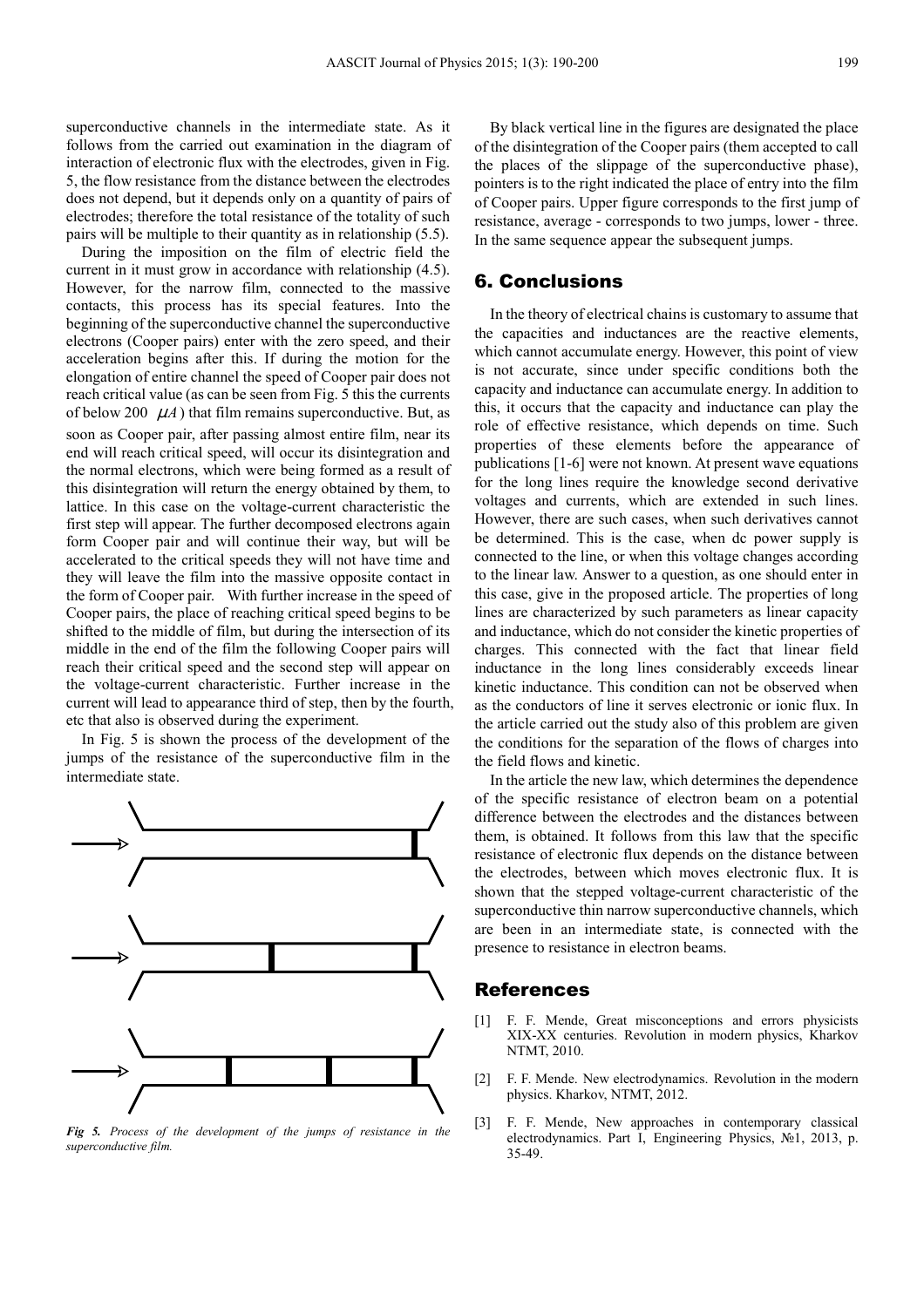superconductive channels in the intermediate state. As it follows from the carried out examination in the diagram of interaction of electronic flux with the electrodes, given in Fig. 5, the flow resistance from the distance between the electrodes does not depend, but it depends only on a quantity of pairs of electrodes; therefore the total resistance of the totality of such pairs will be multiple to their quantity as in relationship (5.5).

During the imposition on the film of electric field the current in it must grow in accordance with relationship (4.5). However, for the narrow film, connected to the massive contacts, this process has its special features. Into the beginning of the superconductive channel the superconductive electrons (Cooper pairs) enter with the zero speed, and their acceleration begins after this. If during the motion for the elongation of entire channel the speed of Cooper pair does not reach critical value (as can be seen from Fig. 5 this the currents of below 200 $\mu A$) that film remains superconductive. But, as soon as Cooper pair, after passing almost entire film, near its end will reach critical speed, will occur its disintegration and the normal electrons, which were being formed as a result of this disintegration will return the energy obtained by them, to lattice. In this case on the voltage-current characteristic the first step will appear. The further decomposed electrons again form Cooper pair and will continue their way, but will be accelerated to the critical speeds they will not have time and they will leave the film into the massive opposite contact in the form of Cooper pair. With further increase in the speed of Cooper pairs, the place of reaching critical speed begins to be shifted to the middle of film, but during the intersection of its middle in the end of the film the following Cooper pairs will reach their critical speed and the second step will appear on the voltage-current characteristic. Further increase in the current will lead to appearance third of step, then by the fourth, etc that also is observed during the experiment.

In Fig. 5 is shown the process of the development of the jumps of the resistance of the superconductive film in the intermediate state.

*Fig 5. Process of the development of the jumps of resistance in the superconductive film.*

By black vertical line in the figures are designated the place of the disintegration of the Cooper pairs (them accepted to call the places of the slippage of the superconductive phase), pointers is to the right indicated the place of entry into the film of Cooper pairs. Upper figure corresponds to the first jump of resistance, average - corresponds to two jumps, lower - three. In the same sequence appear the subsequent jumps.

## 6. Conclusions

In the theory of electrical chains is customary to assume that the capacities and inductances are the reactive elements, which cannot accumulate energy. However, this point of view is not accurate, since under specific conditions both the capacity and inductance can accumulate energy. In addition to this, it occurs that the capacity and inductance can play the role of effective resistance, which depends on time. Such properties of these elements before the appearance of publications [1-6] were not known. At present wave equations for the long lines require the knowledge second derivative voltages and currents, which are extended in such lines. However, there are such cases, when such derivatives cannot be determined. This is the case, when dc power supply is connected to the line, or when this voltage changes according to the linear law. Answer to a question, as one should enter in this case, give in the proposed article. The properties of long lines are characterized by such parameters as linear capacity and inductance, which do not consider the kinetic properties of charges. This connected with the fact that linear field inductance in the long lines considerably exceeds linear kinetic inductance. This condition can not be observed when as the conductors of line it serves electronic or ionic flux. In the article carried out the study also of this problem are given the conditions for the separation of the flows of charges into the field flows and kinetic.

In the article the new law, which determines the dependence of the specific resistance of electron beam on a potential difference between the electrodes and the distances between them, is obtained. It follows from this law that the specific resistance of electronic flux depends on the distance between the electrodes, between which moves electronic flux. It is shown that the stepped voltage-current characteristic of the superconductive thin narrow superconductive channels, which are been in an intermediate state, is connected with the presence to resistance in electron beams.

## References

[1] F. F. Mende, Great misconceptions and errors physicists XIX-XX centuries. Revolution in modern physics, Kharkov NTMT, 2010.

[2] F. F. Mende. New electrodynamics. Revolution in the modern physics. Kharkov, NTMT, 2012.

[3] F. F. Mende, New approaches in contemporary classical electrodynamics. Part I, Engineering Physics, №1, 2013, p. 35-49.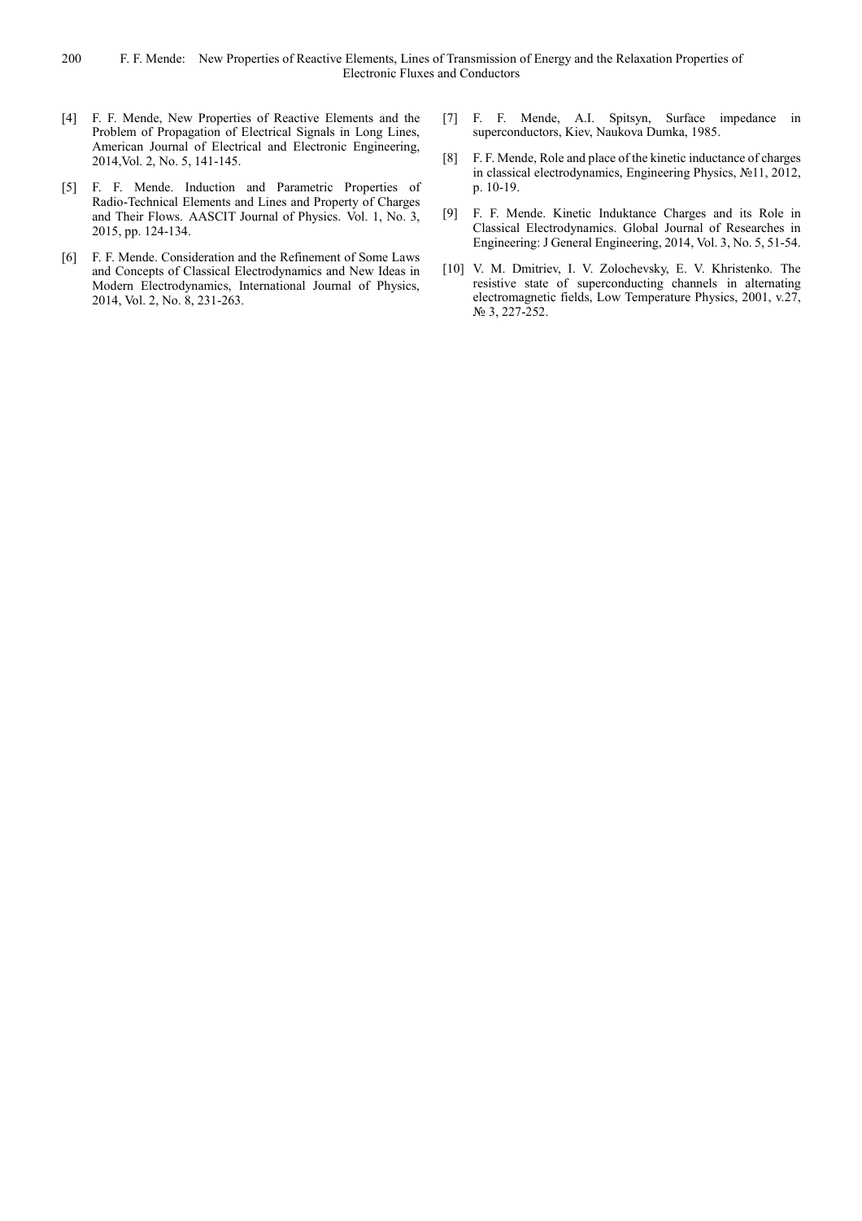[4] F. F. Mende, New Properties of Reactive Elements and the Problem of Propagation of Electrical Signals in Long Lines, American Journal of Electrical and Electronic Engineering, 2014,Vol. 2, No. 5, 141-145.

[5] F. F. Mende. Induction and Parametric Properties of Radio-Technical Elements and Lines and Property of Charges and Their Flows. AASCIT Journal of Physics. Vol. 1, No. 3, 2015, pp. 124-134.

[6] F. F. Mende. Consideration and the Refinement of Some Laws and Concepts of Classical Electrodynamics and New Ideas in Modern Electrodynamics, International Journal of Physics, 2014, Vol. 2, No. 8, 231-263.

[7] F. F. Mende, A.I. Spitsyn, Surface impedance in superconductors, Kiev, Naukova Dumka, 1985.

[8] F. F. Mende, Role and place of the kinetic inductance of charges in classical electrodynamics, Engineering Physics, №11, 2012, p. 10-19.

[9] F. F. Mende. Kinetic Induktance Charges and its Role in Classical Electrodynamics. Global Journal of Researches in Engineering: J General Engineering, 2014, Vol. 3, No. 5, 51-54.

[10] V. M. Dmitriev, I. V. Zolochevsky, E. V. Khristenko. The resistive state of superconducting channels in alternating electromagnetic fields, Low Temperature Physics, 2001, v.27, № 3, 227-252.